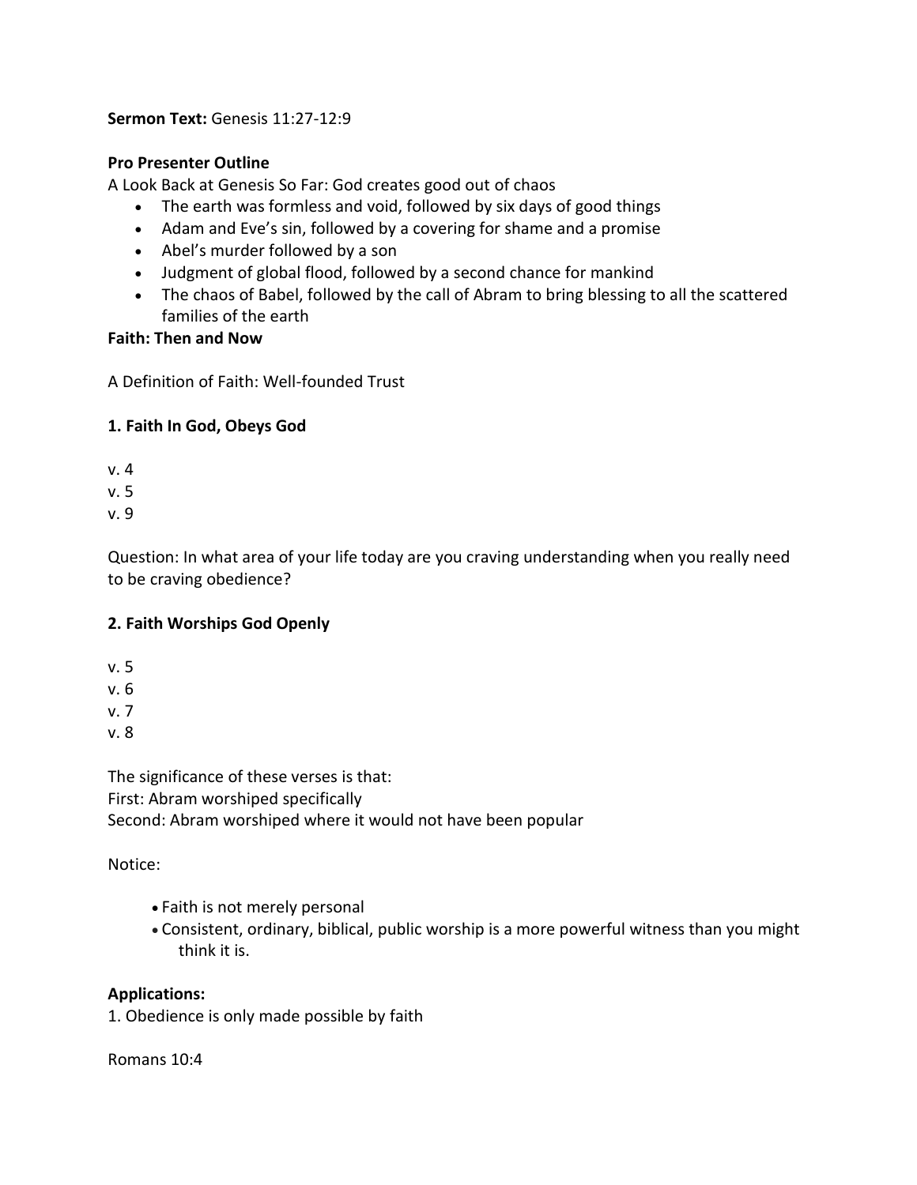**Sermon Text:** Genesis 11:27-12:9

**Pro Presenter Outline**

A Look Back at Genesis So Far: God creates good out of chaos

- The earth was formless and void, followed by six days of good things
- Adam and Eve's sin, followed by a covering for shame and a promise
- Abel's murder followed by a son
- Judgment of global flood, followed by a second chance for mankind
- The chaos of Babel, followed by the call of Abram to bring blessing to all the scattered families of the earth

**Faith: Then and Now**

A Definition of Faith: Well-founded Trust

**1. Faith In God, Obeys God**

v. 4

v. 5

v. 9

Question: In what area of your life today are you craving understanding when you really need to be craving obedience?

**2. Faith Worships God Openly**

v. 5

v. 6

v. 7

v. 8

The significance of these verses is that:
First: Abram worshiped specifically
Second: Abram worshiped where it would not have been popular

Notice:

- Faith is not merely personal
- Consistent, ordinary, biblical, public worship is a more powerful witness than you might think it is.

**Applications:**

1. Obedience is only made possible by faith

Romans 10:4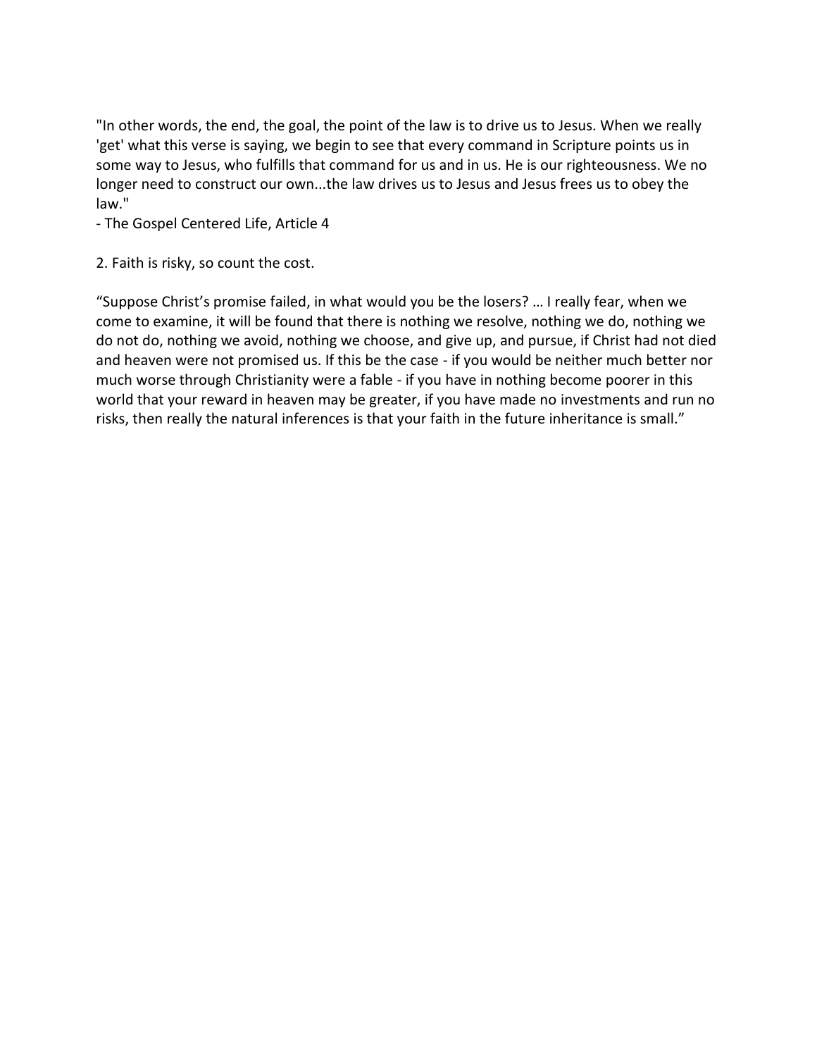"In other words, the end, the goal, the point of the law is to drive us to Jesus. When we really 'get' what this verse is saying, we begin to see that every command in Scripture points us in some way to Jesus, who fulfills that command for us and in us. He is our righteousness. We no longer need to construct our own...the law drives us to Jesus and Jesus frees us to obey the law."
- The Gospel Centered Life, Article 4

2. Faith is risky, so count the cost.

"Suppose Christ's promise failed, in what would you be the losers? … I really fear, when we come to examine, it will be found that there is nothing we resolve, nothing we do, nothing we do not do, nothing we avoid, nothing we choose, and give up, and pursue, if Christ had not died and heaven were not promised us. If this be the case - if you would be neither much better nor much worse through Christianity were a fable - if you have in nothing become poorer in this world that your reward in heaven may be greater, if you have made no investments and run no risks, then really the natural inferences is that your faith in the future inheritance is small."